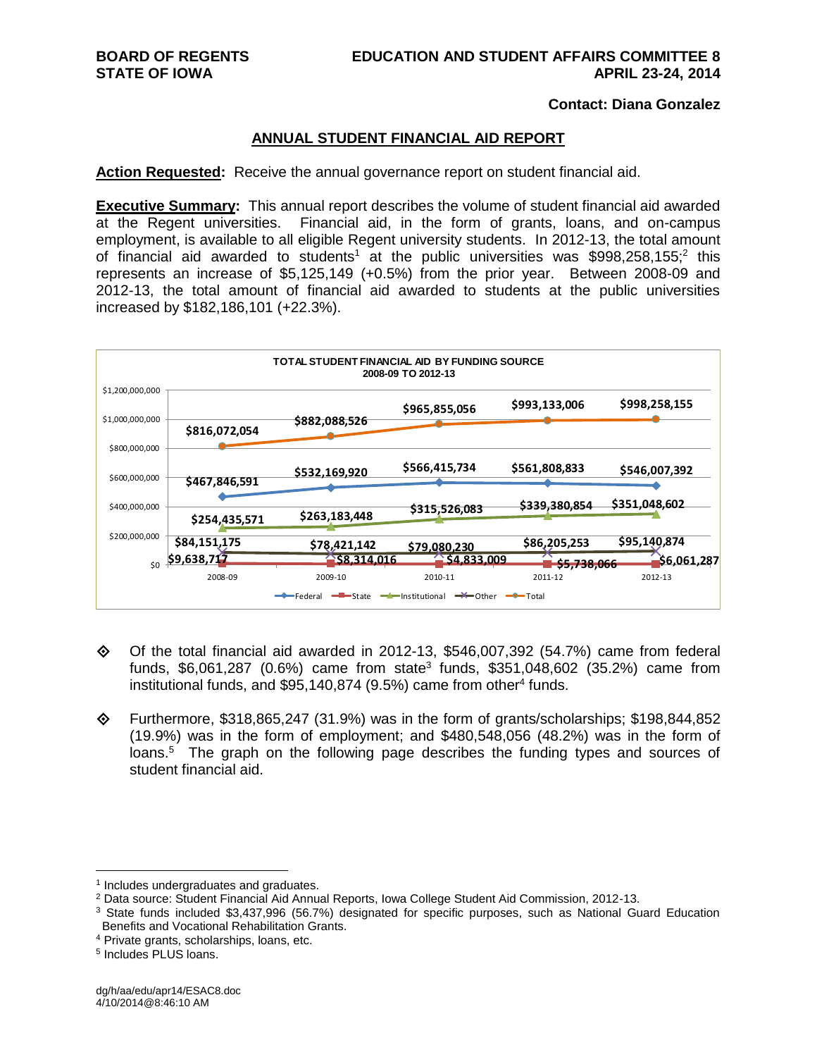BOARD OF REGENTS
STATE OF IOWA

EDUCATION AND STUDENT AFFAIRS COMMITTEE 8
APRIL 23-24, 2014

**Contact: Diana Gonzalez**

## ANNUAL STUDENT FINANCIAL AID REPORT

**Action Requested:** Receive the annual governance report on student financial aid.

**Executive Summary:** This annual report describes the volume of student financial aid awarded at the Regent universities. Financial aid, in the form of grants, loans, and on-campus employment, is available to all eligible Regent university students. In 2012-13, the total amount of financial aid awarded to students[1] at the public universities was $998,258,155;[2] this represents an increase of $5,125,149 (+0.5%) from the prior year. Between 2008-09 and 2012-13, the total amount of financial aid awarded to students at the public universities increased by $182,186,101 (+22.3%).

**TOTAL STUDENT FINANCIAL AID BY FUNDING SOURCE**
**2008-09 TO 2012-13**

| | 2008-09 | 2009-10 | 2010-11 | 2011-12 | 2012-13 |
|---|---|---|---|---|---|
| Federal | $467,846,591 | $532,169,920 | $566,415,734 | $561,808,833 | $546,007,392 |
| State | $9,638,717 | $8,314,016 | $4,833,009 | $5,738,066 | $6,061,287 |
| Institutional | $254,435,571 | $263,183,448 | $315,526,083 | $339,380,854 | $351,048,602 |
| Other | $84,151,175 | $78,421,142 | $79,080,230 | $86,205,253 | $95,140,874 |
| Total | $816,072,054 | $882,088,526 | $965,855,056 | $993,133,006 | $998,258,155 |

- Of the total financial aid awarded in 2012-13, $546,007,392 (54.7%) came from federal funds, $6,061,287 (0.6%) came from state[3] funds, $351,048,602 (35.2%) came from institutional funds, and $95,140,874 (9.5%) came from other[4] funds.

- Furthermore, $318,865,247 (31.9%) was in the form of grants/scholarships; $198,844,852 (19.9%) was in the form of employment; and $480,548,056 (48.2%) was in the form of loans.[5] The graph on the following page describes the funding types and sources of student financial aid.

---

[1] Includes undergraduates and graduates.

[2] Data source: Student Financial Aid Annual Reports, Iowa College Student Aid Commission, 2012-13.

[3] State funds included $3,437,996 (56.7%) designated for specific purposes, such as National Guard Education Benefits and Vocational Rehabilitation Grants.

[4] Private grants, scholarships, loans, etc.

[5] Includes PLUS loans.

dg/h/aa/edu/apr14/ESAC8.doc
4/10/2014@8:46:10 AM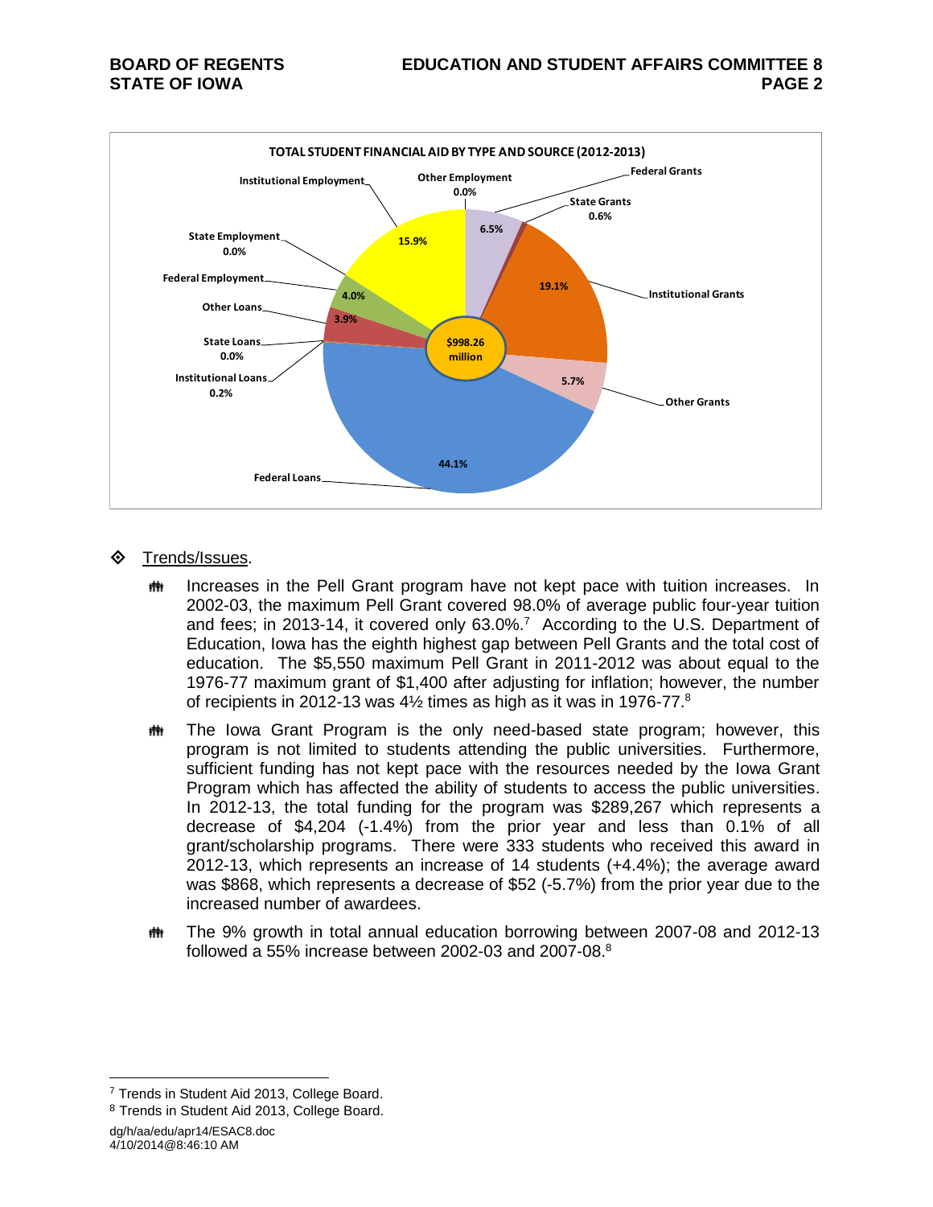TOTAL STUDENT FINANCIAL AID BY TYPE AND SOURCE (2012-2013)

| Type and Source | Percent |
| --- | --- |
| Federal Grants | 6.5% |
| State Grants | 0.6% |
| Institutional Grants | 19.1% |
| Other Grants | 5.7% |
| Federal Loans | 44.1% |
| Institutional Loans | 0.2% |
| State Loans | 0.0% |
| Other Loans | 3.9% |
| Federal Employment | 4.0% |
| State Employment | 0.0% |
| Institutional Employment | 15.9% |
| Other Employment | 0.0% |

Total: $998.26 million

- Trends/Issues.
  - Increases in the Pell Grant program have not kept pace with tuition increases. In 2002-03, the maximum Pell Grant covered 98.0% of average public four-year tuition and fees; in 2013-14, it covered only 63.0%.[7] According to the U.S. Department of Education, Iowa has the eighth highest gap between Pell Grants and the total cost of education. The $5,550 maximum Pell Grant in 2011-2012 was about equal to the 1976-77 maximum grant of $1,400 after adjusting for inflation; however, the number of recipients in 2012-13 was 4½ times as high as it was in 1976-77.[8]
  - The Iowa Grant Program is the only need-based state program; however, this program is not limited to students attending the public universities. Furthermore, sufficient funding has not kept pace with the resources needed by the Iowa Grant Program which has affected the ability of students to access the public universities. In 2012-13, the total funding for the program was $289,267 which represents a decrease of $4,204 (-1.4%) from the prior year and less than 0.1% of all grant/scholarship programs. There were 333 students who received this award in 2012-13, which represents an increase of 14 students (+4.4%); the average award was $868, which represents a decrease of $52 (-5.7%) from the prior year due to the increased number of awardees.
  - The 9% growth in total annual education borrowing between 2007-08 and 2012-13 followed a 55% increase between 2002-03 and 2007-08.[8]

[7] Trends in Student Aid 2013, College Board.
[8] Trends in Student Aid 2013, College Board.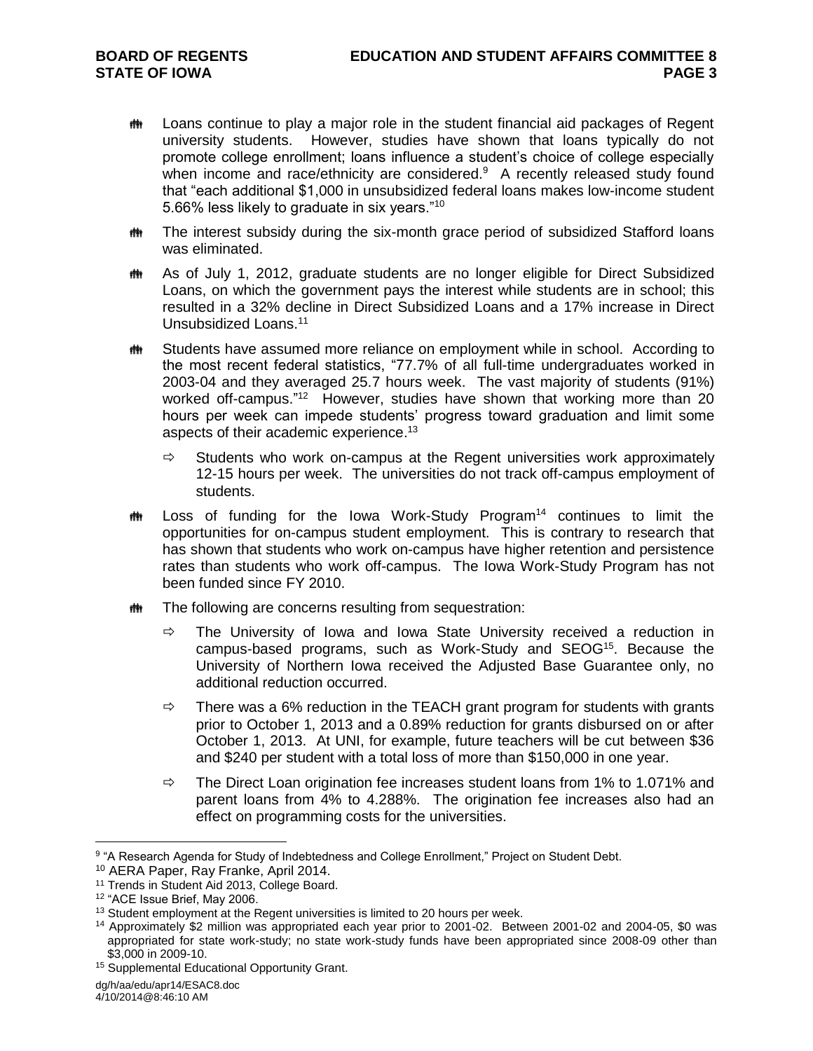- Loans continue to play a major role in the student financial aid packages of Regent university students. However, studies have shown that loans typically do not promote college enrollment; loans influence a student's choice of college especially when income and race/ethnicity are considered.[9] A recently released study found that "each additional $1,000 in unsubsidized federal loans makes low-income student 5.66% less likely to graduate in six years."[10]

- The interest subsidy during the six-month grace period of subsidized Stafford loans was eliminated.

- As of July 1, 2012, graduate students are no longer eligible for Direct Subsidized Loans, on which the government pays the interest while students are in school; this resulted in a 32% decline in Direct Subsidized Loans and a 17% increase in Direct Unsubsidized Loans.[11]

- Students have assumed more reliance on employment while in school. According to the most recent federal statistics, "77.7% of all full-time undergraduates worked in 2003-04 and they averaged 25.7 hours week. The vast majority of students (91%) worked off-campus."[12] However, studies have shown that working more than 20 hours per week can impede students' progress toward graduation and limit some aspects of their academic experience.[13]

  - Students who work on-campus at the Regent universities work approximately 12-15 hours per week. The universities do not track off-campus employment of students.

- Loss of funding for the Iowa Work-Study Program[14] continues to limit the opportunities for on-campus student employment. This is contrary to research that has shown that students who work on-campus have higher retention and persistence rates than students who work off-campus. The Iowa Work-Study Program has not been funded since FY 2010.

- The following are concerns resulting from sequestration:

  - The University of Iowa and Iowa State University received a reduction in campus-based programs, such as Work-Study and SEOG[15]. Because the University of Northern Iowa received the Adjusted Base Guarantee only, no additional reduction occurred.

  - There was a 6% reduction in the TEACH grant program for students with grants prior to October 1, 2013 and a 0.89% reduction for grants disbursed on or after October 1, 2013. At UNI, for example, future teachers will be cut between $36 and $240 per student with a total loss of more than $150,000 in one year.

  - The Direct Loan origination fee increases student loans from 1% to 1.071% and parent loans from 4% to 4.288%. The origination fee increases also had an effect on programming costs for the universities.

---

[9] "A Research Agenda for Study of Indebtedness and College Enrollment," Project on Student Debt.

[10] AERA Paper, Ray Franke, April 2014.

[11] Trends in Student Aid 2013, College Board.

[12] "ACE Issue Brief, May 2006.

[13] Student employment at the Regent universities is limited to 20 hours per week.

[14] Approximately $2 million was appropriated each year prior to 2001-02. Between 2001-02 and 2004-05, $0 was appropriated for state work-study; no state work-study funds have been appropriated since 2008-09 other than $3,000 in 2009-10.

[15] Supplemental Educational Opportunity Grant.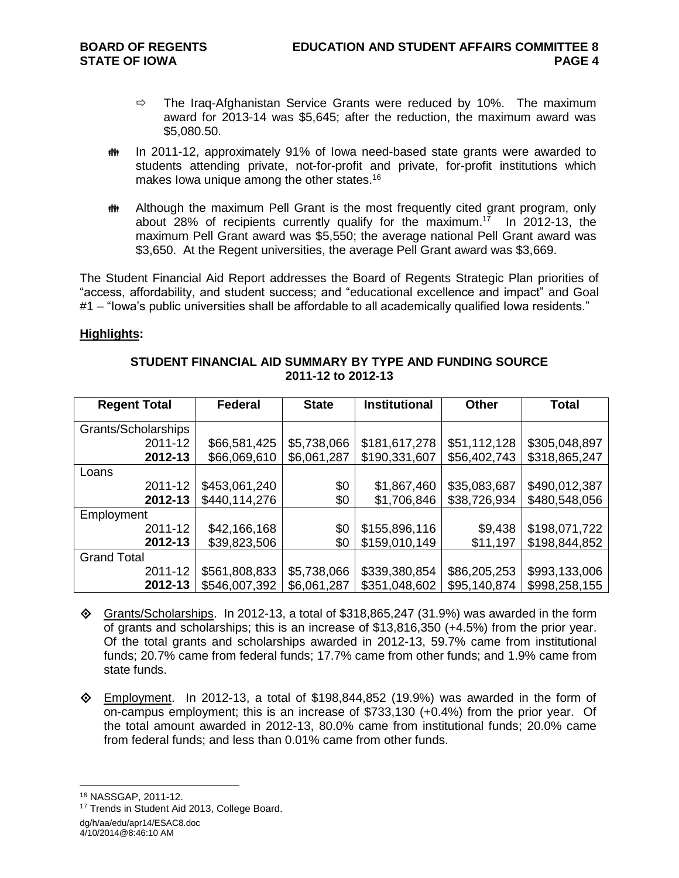- ⇨ The Iraq-Afghanistan Service Grants were reduced by 10%. The maximum award for 2013-14 was $5,645; after the reduction, the maximum award was $5,080.50.

- In 2011-12, approximately 91% of Iowa need-based state grants were awarded to students attending private, not-for-profit and private, for-profit institutions which makes Iowa unique among the other states.[16]

- Although the maximum Pell Grant is the most frequently cited grant program, only about 28% of recipients currently qualify for the maximum.[17] In 2012-13, the maximum Pell Grant award was $5,550; the average national Pell Grant award was $3,650. At the Regent universities, the average Pell Grant award was $3,669.

The Student Financial Aid Report addresses the Board of Regents Strategic Plan priorities of "access, affordability, and student success; and "educational excellence and impact" and Goal #1 – "Iowa's public universities shall be affordable to all academically qualified Iowa residents."

**Highlights:**

**STUDENT FINANCIAL AID SUMMARY BY TYPE AND FUNDING SOURCE**
**2011-12 to 2012-13**

| Regent Total | Federal | State | Institutional | Other | Total |
|---|---|---|---|---|---|
| Grants/Scholarships | | | | | |
| 2011-12 | $66,581,425 | $5,738,066 | $181,617,278 | $51,112,128 | $305,048,897 |
| **2012-13** | $66,069,610 | $6,061,287 | $190,331,607 | $56,402,743 | $318,865,247 |
| Loans | | | | | |
| 2011-12 | $453,061,240 | $0 | $1,867,460 | $35,083,687 | $490,012,387 |
| **2012-13** | $440,114,276 | $0 | $1,706,846 | $38,726,934 | $480,548,056 |
| Employment | | | | | |
| 2011-12 | $42,166,168 | $0 | $155,896,116 | $9,438 | $198,071,722 |
| **2012-13** | $39,823,506 | $0 | $159,010,149 | $11,197 | $198,844,852 |
| Grand Total | | | | | |
| 2011-12 | $561,808,833 | $5,738,066 | $339,380,854 | $86,205,253 | $993,133,006 |
| **2012-13** | $546,007,392 | $6,061,287 | $351,048,602 | $95,140,874 | $998,258,155 |

- Grants/Scholarships. In 2012-13, a total of $318,865,247 (31.9%) was awarded in the form of grants and scholarships; this is an increase of $13,816,350 (+4.5%) from the prior year. Of the total grants and scholarships awarded in 2012-13, 59.7% came from institutional funds; 20.7% came from federal funds; 17.7% came from other funds; and 1.9% came from state funds.

- Employment. In 2012-13, a total of $198,844,852 (19.9%) was awarded in the form of on-campus employment; this is an increase of $733,130 (+0.4%) from the prior year. Of the total amount awarded in 2012-13, 80.0% came from institutional funds; 20.0% came from federal funds; and less than 0.01% came from other funds.

---

[16] NASSGAP, 2011-12.

[17] Trends in Student Aid 2013, College Board.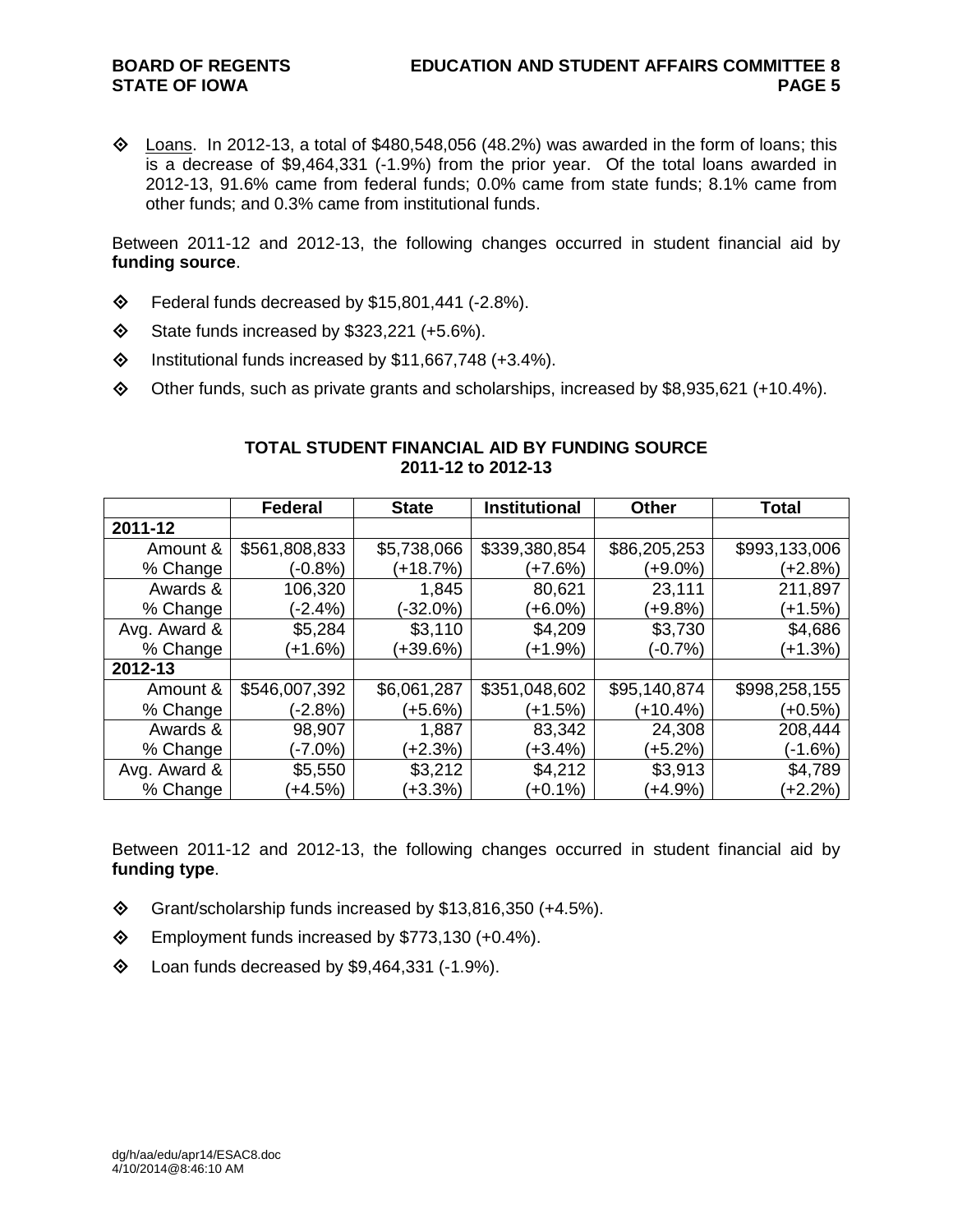- Loans. In 2012-13, a total of $480,548,056 (48.2%) was awarded in the form of loans; this is a decrease of $9,464,331 (-1.9%) from the prior year. Of the total loans awarded in 2012-13, 91.6% came from federal funds; 0.0% came from state funds; 8.1% came from other funds; and 0.3% came from institutional funds.

Between 2011-12 and 2012-13, the following changes occurred in student financial aid by **funding source**.

- Federal funds decreased by $15,801,441 (-2.8%).
- State funds increased by $323,221 (+5.6%).
- Institutional funds increased by $11,667,748 (+3.4%).
- Other funds, such as private grants and scholarships, increased by $8,935,621 (+10.4%).

**TOTAL STUDENT FINANCIAL AID BY FUNDING SOURCE**
**2011-12 to 2012-13**

| | Federal | State | Institutional | Other | Total |
|---|---|---|---|---|---|
| **2011-12** | | | | | |
| Amount & | $561,808,833 | $5,738,066 | $339,380,854 | $86,205,253 | $993,133,006 |
| % Change | (-0.8%) | (+18.7%) | (+7.6%) | (+9.0%) | (+2.8%) |
| Awards & | 106,320 | 1,845 | 80,621 | 23,111 | 211,897 |
| % Change | (-2.4%) | (-32.0%) | (+6.0%) | (+9.8%) | (+1.5%) |
| Avg. Award & | $5,284 | $3,110 | $4,209 | $3,730 | $4,686 |
| % Change | (+1.6%) | (+39.6%) | (+1.9%) | (-0.7%) | (+1.3%) |
| **2012-13** | | | | | |
| Amount & | $546,007,392 | $6,061,287 | $351,048,602 | $95,140,874 | $998,258,155 |
| % Change | (-2.8%) | (+5.6%) | (+1.5%) | (+10.4%) | (+0.5%) |
| Awards & | 98,907 | 1,887 | 83,342 | 24,308 | 208,444 |
| % Change | (-7.0%) | (+2.3%) | (+3.4%) | (+5.2%) | (-1.6%) |
| Avg. Award & | $5,550 | $3,212 | $4,212 | $3,913 | $4,789 |
| % Change | (+4.5%) | (+3.3%) | (+0.1%) | (+4.9%) | (+2.2%) |

Between 2011-12 and 2012-13, the following changes occurred in student financial aid by **funding type**.

- Grant/scholarship funds increased by $13,816,350 (+4.5%).
- Employment funds increased by $773,130 (+0.4%).
- Loan funds decreased by $9,464,331 (-1.9%).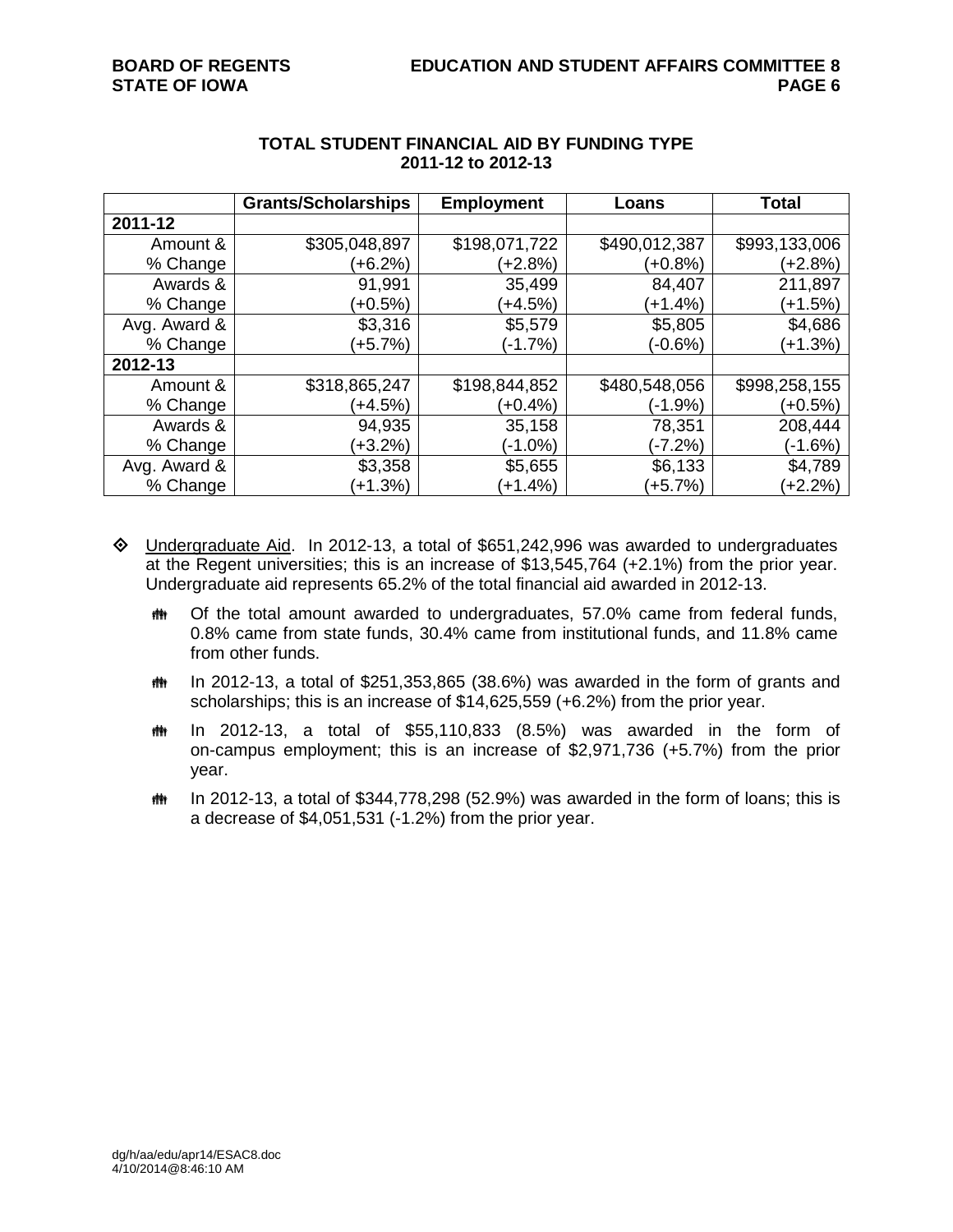## TOTAL STUDENT FINANCIAL AID BY FUNDING TYPE
## 2011-12 to 2012-13

| | Grants/Scholarships | Employment | Loans | Total |
|---|---|---|---|---|
| **2011-12** | | | | |
| Amount & % Change | $305,048,897 (+6.2%) | $198,071,722 (+2.8%) | $490,012,387 (+0.8%) | $993,133,006 (+2.8%) |
| Awards & % Change | 91,991 (+0.5%) | 35,499 (+4.5%) | 84,407 (+1.4%) | 211,897 (+1.5%) |
| Avg. Award & % Change | $3,316 (+5.7%) | $5,579 (-1.7%) | $5,805 (-0.6%) | $4,686 (+1.3%) |
| **2012-13** | | | | |
| Amount & % Change | $318,865,247 (+4.5%) | $198,844,852 (+0.4%) | $480,548,056 (-1.9%) | $998,258,155 (+0.5%) |
| Awards & % Change | 94,935 (+3.2%) | 35,158 (-1.0%) | 78,351 (-7.2%) | 208,444 (-1.6%) |
| Avg. Award & % Change | $3,358 (+1.3%) | $5,655 (+1.4%) | $6,133 (+5.7%) | $4,789 (+2.2%) |

- Undergraduate Aid. In 2012-13, a total of $651,242,996 was awarded to undergraduates at the Regent universities; this is an increase of $13,545,764 (+2.1%) from the prior year. Undergraduate aid represents 65.2% of the total financial aid awarded in 2012-13.
  - Of the total amount awarded to undergraduates, 57.0% came from federal funds, 0.8% came from state funds, 30.4% came from institutional funds, and 11.8% came from other funds.
  - In 2012-13, a total of $251,353,865 (38.6%) was awarded in the form of grants and scholarships; this is an increase of $14,625,559 (+6.2%) from the prior year.
  - In 2012-13, a total of $55,110,833 (8.5%) was awarded in the form of on-campus employment; this is an increase of $2,971,736 (+5.7%) from the prior year.
  - In 2012-13, a total of $344,778,298 (52.9%) was awarded in the form of loans; this is a decrease of $4,051,531 (-1.2%) from the prior year.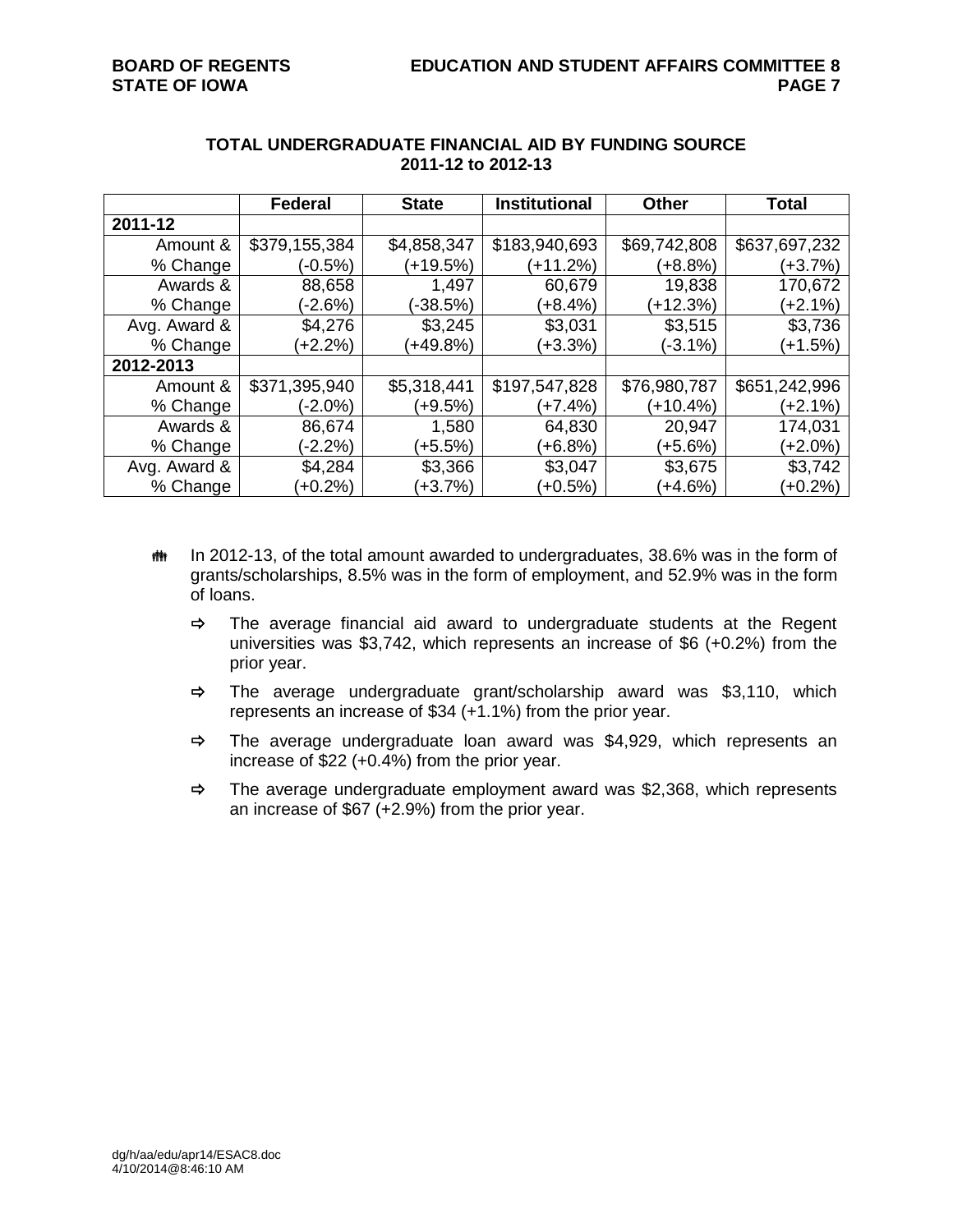### TOTAL UNDERGRADUATE FINANCIAL AID BY FUNDING SOURCE 2011-12 to 2012-13

| | Federal | State | Institutional | Other | Total |
|---|---|---|---|---|---|
| **2011-12** | | | | | |
| Amount & % Change | $379,155,384 (-0.5%) | $4,858,347 (+19.5%) | $183,940,693 (+11.2%) | $69,742,808 (+8.8%) | $637,697,232 (+3.7%) |
| Awards & % Change | 88,658 (-2.6%) | 1,497 (-38.5%) | 60,679 (+8.4%) | 19,838 (+12.3%) | 170,672 (+2.1%) |
| Avg. Award & % Change | $4,276 (+2.2%) | $3,245 (+49.8%) | $3,031 (+3.3%) | $3,515 (-3.1%) | $3,736 (+1.5%) |
| **2012-2013** | | | | | |
| Amount & % Change | $371,395,940 (-2.0%) | $5,318,441 (+9.5%) | $197,547,828 (+7.4%) | $76,980,787 (+10.4%) | $651,242,996 (+2.1%) |
| Awards & % Change | 86,674 (-2.2%) | 1,580 (+5.5%) | 64,830 (+6.8%) | 20,947 (+5.6%) | 174,031 (+2.0%) |
| Avg. Award & % Change | $4,284 (+0.2%) | $3,366 (+3.7%) | $3,047 (+0.5%) | $3,675 (+4.6%) | $3,742 (+0.2%) |

- In 2012-13, of the total amount awarded to undergraduates, 38.6% was in the form of grants/scholarships, 8.5% was in the form of employment, and 52.9% was in the form of loans.
  - The average financial aid award to undergraduate students at the Regent universities was $3,742, which represents an increase of $6 (+0.2%) from the prior year.
  - The average undergraduate grant/scholarship award was $3,110, which represents an increase of $34 (+1.1%) from the prior year.
  - The average undergraduate loan award was $4,929, which represents an increase of $22 (+0.4%) from the prior year.
  - The average undergraduate employment award was $2,368, which represents an increase of $67 (+2.9%) from the prior year.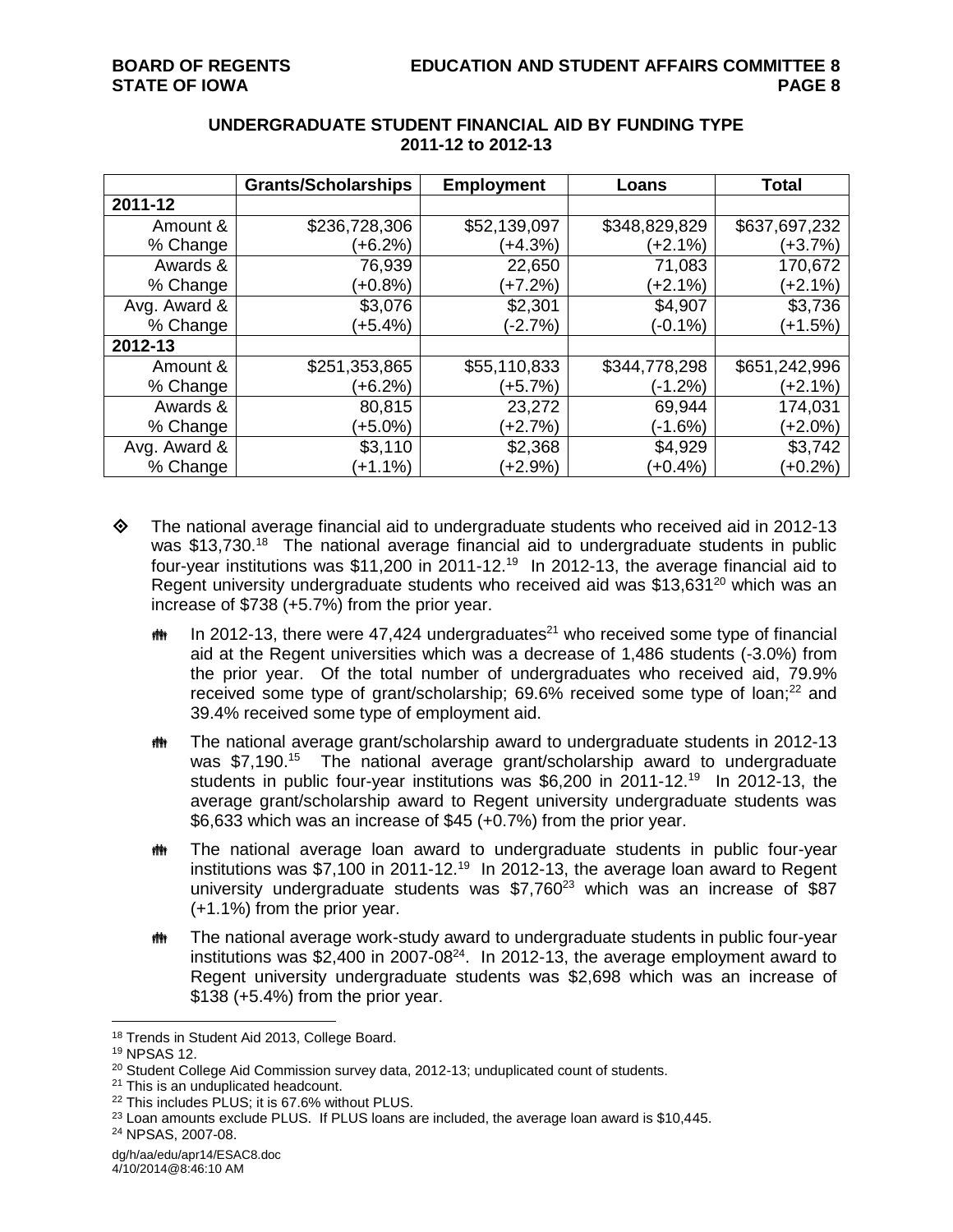## UNDERGRADUATE STUDENT FINANCIAL AID BY FUNDING TYPE
## 2011-12 to 2012-13

| | Grants/Scholarships | Employment | Loans | Total |
|---|---|---|---|---|
| **2011-12** | | | | |
| Amount & % Change | $236,728,306 (+6.2%) | $52,139,097 (+4.3%) | $348,829,829 (+2.1%) | $637,697,232 (+3.7%) |
| Awards & % Change | 76,939 (+0.8%) | 22,650 (+7.2%) | 71,083 (+2.1%) | 170,672 (+2.1%) |
| Avg. Award & % Change | $3,076 (+5.4%) | $2,301 (-2.7%) | $4,907 (-0.1%) | $3,736 (+1.5%) |
| **2012-13** | | | | |
| Amount & % Change | $251,353,865 (+6.2%) | $55,110,833 (+5.7%) | $344,778,298 (-1.2%) | $651,242,996 (+2.1%) |
| Awards & % Change | 80,815 (+5.0%) | 23,272 (+2.7%) | 69,944 (-1.6%) | 174,031 (+2.0%) |
| Avg. Award & % Change | $3,110 (+1.1%) | $2,368 (+2.9%) | $4,929 (+0.4%) | $3,742 (+0.2%) |

- The national average financial aid to undergraduate students who received aid in 2012-13 was $13,730.[18] The national average financial aid to undergraduate students in public four-year institutions was $11,200 in 2011-12.[19] In 2012-13, the average financial aid to Regent university undergraduate students who received aid was $13,631[20] which was an increase of $738 (+5.7%) from the prior year.
  - In 2012-13, there were 47,424 undergraduates[21] who received some type of financial aid at the Regent universities which was a decrease of 1,486 students (-3.0%) from the prior year. Of the total number of undergraduates who received aid, 79.9% received some type of grant/scholarship; 69.6% received some type of loan;[22] and 39.4% received some type of employment aid.
  - The national average grant/scholarship award to undergraduate students in 2012-13 was $7,190.[15] The national average grant/scholarship award to undergraduate students in public four-year institutions was $6,200 in 2011-12.[19] In 2012-13, the average grant/scholarship award to Regent university undergraduate students was $6,633 which was an increase of $45 (+0.7%) from the prior year.
  - The national average loan award to undergraduate students in public four-year institutions was $7,100 in 2011-12.[19] In 2012-13, the average loan award to Regent university undergraduate students was $7,760[23] which was an increase of $87 (+1.1%) from the prior year.
  - The national average work-study award to undergraduate students in public four-year institutions was $2,400 in 2007-08[24]. In 2012-13, the average employment award to Regent university undergraduate students was $2,698 which was an increase of $138 (+5.4%) from the prior year.

---

[18] Trends in Student Aid 2013, College Board.
[19] NPSAS 12.
[20] Student College Aid Commission survey data, 2012-13; unduplicated count of students.
[21] This is an unduplicated headcount.
[22] This includes PLUS; it is 67.6% without PLUS.
[23] Loan amounts exclude PLUS. If PLUS loans are included, the average loan award is $10,445.
[24] NPSAS, 2007-08.

dg/h/aa/edu/apr14/ESAC8.doc
4/10/2014@8:46:10 AM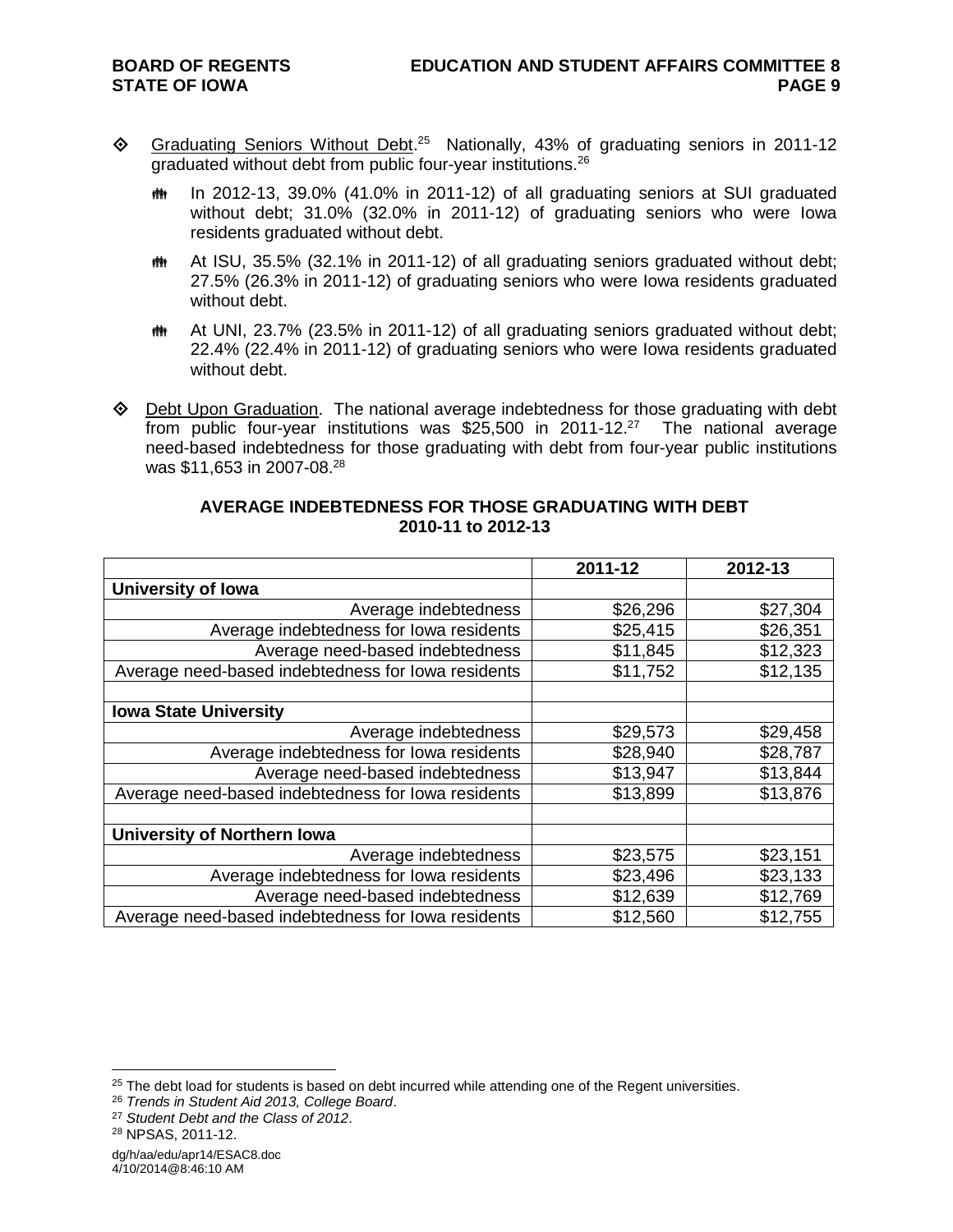- Graduating Seniors Without Debt.[25] Nationally, 43% of graduating seniors in 2011-12 graduated without debt from public four-year institutions.[26]
  - In 2012-13, 39.0% (41.0% in 2011-12) of all graduating seniors at SUI graduated without debt; 31.0% (32.0% in 2011-12) of graduating seniors who were Iowa residents graduated without debt.
  - At ISU, 35.5% (32.1% in 2011-12) of all graduating seniors graduated without debt; 27.5% (26.3% in 2011-12) of graduating seniors who were Iowa residents graduated without debt.
  - At UNI, 23.7% (23.5% in 2011-12) of all graduating seniors graduated without debt; 22.4% (22.4% in 2011-12) of graduating seniors who were Iowa residents graduated without debt.
- Debt Upon Graduation. The national average indebtedness for those graduating with debt from public four-year institutions was $25,500 in 2011-12.[27] The national average need-based indebtedness for those graduating with debt from four-year public institutions was $11,653 in 2007-08.[28]

**AVERAGE INDEBTEDNESS FOR THOSE GRADUATING WITH DEBT 2010-11 to 2012-13**

| | 2011-12 | 2012-13 |
|---|---|---|
| **University of Iowa** | | |
| Average indebtedness | $26,296 | $27,304 |
| Average indebtedness for Iowa residents | $25,415 | $26,351 |
| Average need-based indebtedness | $11,845 | $12,323 |
| Average need-based indebtedness for Iowa residents | $11,752 | $12,135 |
| | | |
| **Iowa State University** | | |
| Average indebtedness | $29,573 | $29,458 |
| Average indebtedness for Iowa residents | $28,940 | $28,787 |
| Average need-based indebtedness | $13,947 | $13,844 |
| Average need-based indebtedness for Iowa residents | $13,899 | $13,876 |
| | | |
| **University of Northern Iowa** | | |
| Average indebtedness | $23,575 | $23,151 |
| Average indebtedness for Iowa residents | $23,496 | $23,133 |
| Average need-based indebtedness | $12,639 | $12,769 |
| Average need-based indebtedness for Iowa residents | $12,560 | $12,755 |

[25] The debt load for students is based on debt incurred while attending one of the Regent universities.
[26] *Trends in Student Aid 2013, College Board*.
[27] *Student Debt and the Class of 2012*.
[28] NPSAS, 2011-12.

dg/h/aa/edu/apr14/ESAC8.doc
4/10/2014@8:46:10 AM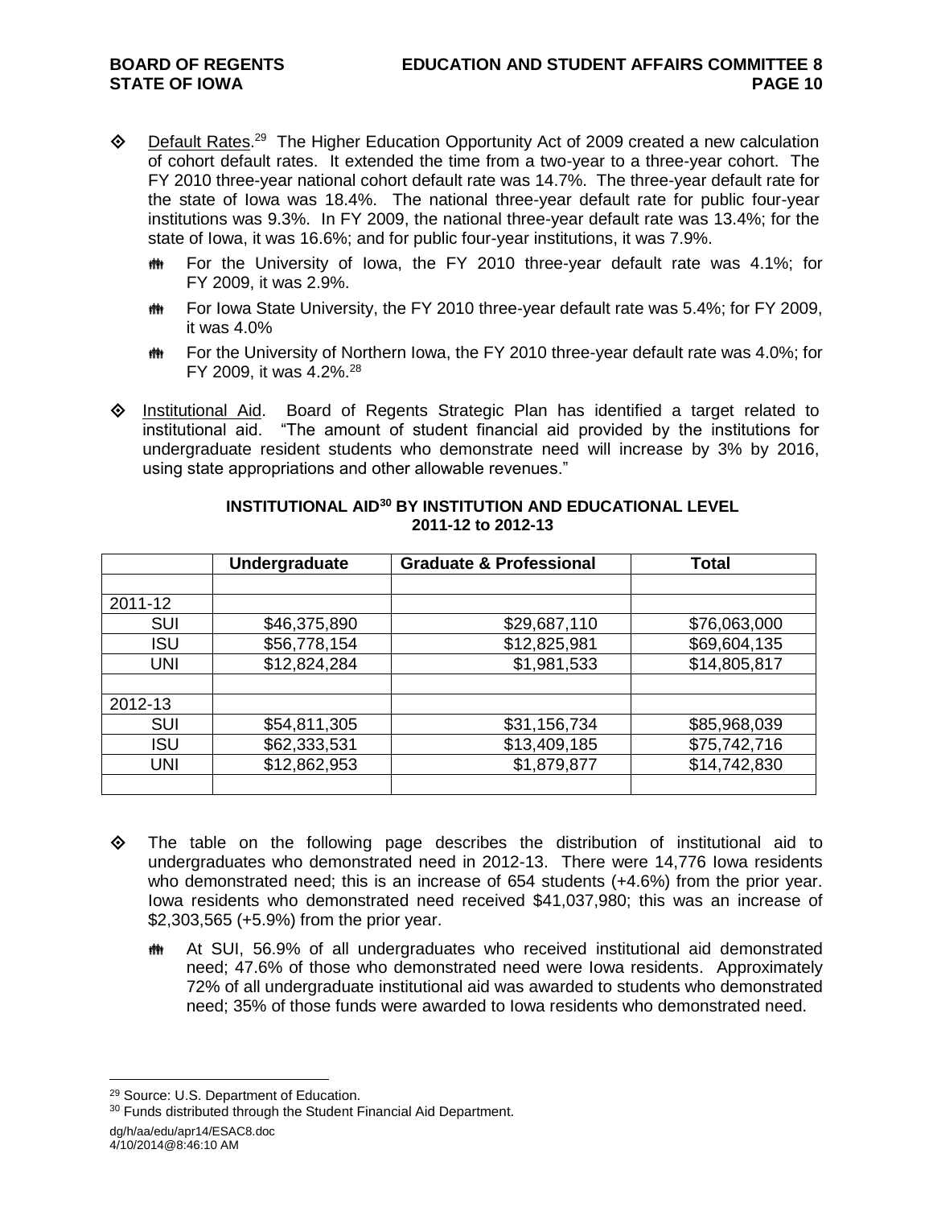- Default Rates.[29] The Higher Education Opportunity Act of 2009 created a new calculation of cohort default rates. It extended the time from a two-year to a three-year cohort. The FY 2010 three-year national cohort default rate was 14.7%. The three-year default rate for the state of Iowa was 18.4%. The national three-year default rate for public four-year institutions was 9.3%. In FY 2009, the national three-year default rate was 13.4%; for the state of Iowa, it was 16.6%; and for public four-year institutions, it was 7.9%.
  - For the University of Iowa, the FY 2010 three-year default rate was 4.1%; for FY 2009, it was 2.9%.
  - For Iowa State University, the FY 2010 three-year default rate was 5.4%; for FY 2009, it was 4.0%
  - For the University of Northern Iowa, the FY 2010 three-year default rate was 4.0%; for FY 2009, it was 4.2%.[28]

- Institutional Aid. Board of Regents Strategic Plan has identified a target related to institutional aid. "The amount of student financial aid provided by the institutions for undergraduate resident students who demonstrate need will increase by 3% by 2016, using state appropriations and other allowable revenues."

**INSTITUTIONAL AID[30] BY INSTITUTION AND EDUCATIONAL LEVEL**
**2011-12 to 2012-13**

| | Undergraduate | Graduate & Professional | Total |
|---|---|---|---|
| | | | |
| 2011-12 | | | |
| SUI | $46,375,890 | $29,687,110 | $76,063,000 |
| ISU | $56,778,154 | $12,825,981 | $69,604,135 |
| UNI | $12,824,284 | $1,981,533 | $14,805,817 |
| | | | |
| 2012-13 | | | |
| SUI | $54,811,305 | $31,156,734 | $85,968,039 |
| ISU | $62,333,531 | $13,409,185 | $75,742,716 |
| UNI | $12,862,953 | $1,879,877 | $14,742,830 |
| | | | |

- The table on the following page describes the distribution of institutional aid to undergraduates who demonstrated need in 2012-13. There were 14,776 Iowa residents who demonstrated need; this is an increase of 654 students (+4.6%) from the prior year. Iowa residents who demonstrated need received $41,037,980; this was an increase of $2,303,565 (+5.9%) from the prior year.
  - At SUI, 56.9% of all undergraduates who received institutional aid demonstrated need; 47.6% of those who demonstrated need were Iowa residents. Approximately 72% of all undergraduate institutional aid was awarded to students who demonstrated need; 35% of those funds were awarded to Iowa residents who demonstrated need.

[29] Source: U.S. Department of Education.

[30] Funds distributed through the Student Financial Aid Department.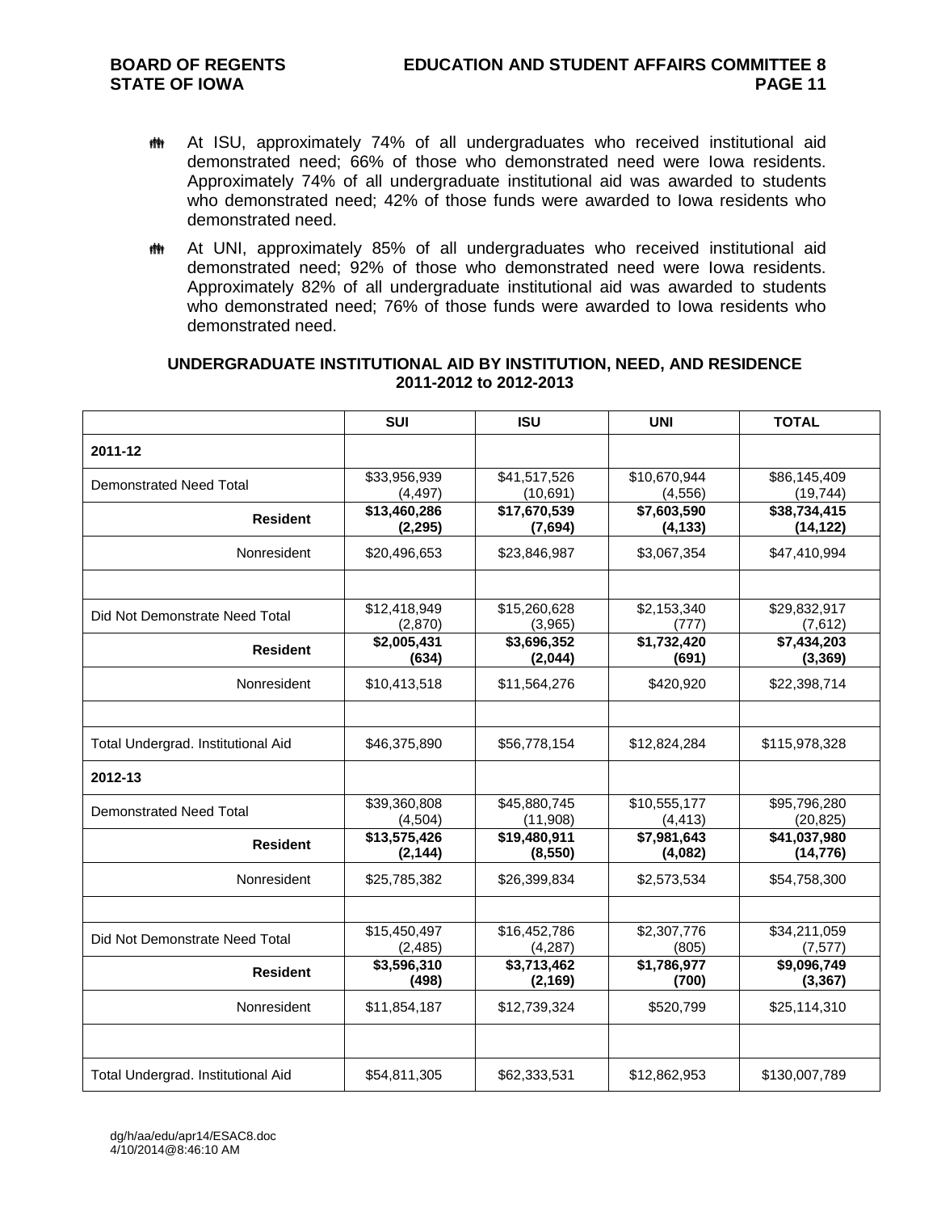- At ISU, approximately 74% of all undergraduates who received institutional aid demonstrated need; 66% of those who demonstrated need were Iowa residents. Approximately 74% of all undergraduate institutional aid was awarded to students who demonstrated need; 42% of those funds were awarded to Iowa residents who demonstrated need.

- At UNI, approximately 85% of all undergraduates who received institutional aid demonstrated need; 92% of those who demonstrated need were Iowa residents. Approximately 82% of all undergraduate institutional aid was awarded to students who demonstrated need; 76% of those funds were awarded to Iowa residents who demonstrated need.

**UNDERGRADUATE INSTITUTIONAL AID BY INSTITUTION, NEED, AND RESIDENCE 2011-2012 to 2012-2013**

| | SUI | ISU | UNI | TOTAL |
|---|---|---|---|---|
| **2011-12** | | | | |
| Demonstrated Need Total | $33,956,939 (4,497) | $41,517,526 (10,691) | $10,670,944 (4,556) | $86,145,409 (19,744) |
| **Resident** | **$13,460,286 (2,295)** | **$17,670,539 (7,694)** | **$7,603,590 (4,133)** | **$38,734,415 (14,122)** |
| Nonresident | $20,496,653 | $23,846,987 | $3,067,354 | $47,410,994 |
| | | | | |
| Did Not Demonstrate Need Total | $12,418,949 (2,870) | $15,260,628 (3,965) | $2,153,340 (777) | $29,832,917 (7,612) |
| **Resident** | **$2,005,431 (634)** | **$3,696,352 (2,044)** | **$1,732,420 (691)** | **$7,434,203 (3,369)** |
| Nonresident | $10,413,518 | $11,564,276 | $420,920 | $22,398,714 |
| | | | | |
| Total Undergrad. Institutional Aid | $46,375,890 | $56,778,154 | $12,824,284 | $115,978,328 |
| **2012-13** | | | | |
| Demonstrated Need Total | $39,360,808 (4,504) | $45,880,745 (11,908) | $10,555,177 (4,413) | $95,796,280 (20,825) |
| **Resident** | **$13,575,426 (2,144)** | **$19,480,911 (8,550)** | **$7,981,643 (4,082)** | **$41,037,980 (14,776)** |
| Nonresident | $25,785,382 | $26,399,834 | $2,573,534 | $54,758,300 |
| | | | | |
| Did Not Demonstrate Need Total | $15,450,497 (2,485) | $16,452,786 (4,287) | $2,307,776 (805) | $34,211,059 (7,577) |
| **Resident** | **$3,596,310 (498)** | **$3,713,462 (2,169)** | **$1,786,977 (700)** | **$9,096,749 (3,367)** |
| Nonresident | $11,854,187 | $12,739,324 | $520,799 | $25,114,310 |
| | | | | |
| Total Undergrad. Institutional Aid | $54,811,305 | $62,333,531 | $12,862,953 | $130,007,789 |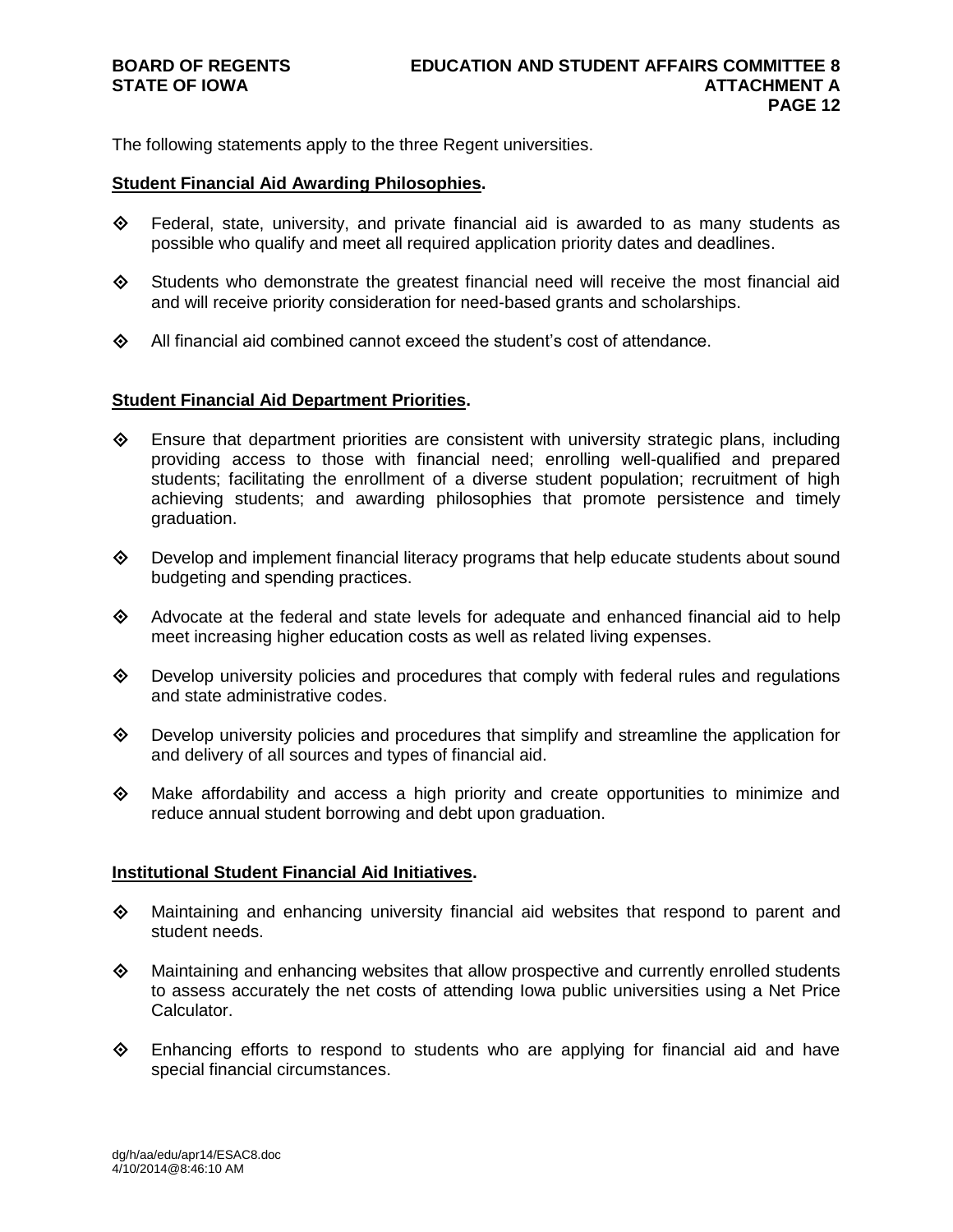The following statements apply to the three Regent universities.

**Student Financial Aid Awarding Philosophies.**

- Federal, state, university, and private financial aid is awarded to as many students as possible who qualify and meet all required application priority dates and deadlines.
- Students who demonstrate the greatest financial need will receive the most financial aid and will receive priority consideration for need-based grants and scholarships.
- All financial aid combined cannot exceed the student's cost of attendance.

**Student Financial Aid Department Priorities.**

- Ensure that department priorities are consistent with university strategic plans, including providing access to those with financial need; enrolling well-qualified and prepared students; facilitating the enrollment of a diverse student population; recruitment of high achieving students; and awarding philosophies that promote persistence and timely graduation.
- Develop and implement financial literacy programs that help educate students about sound budgeting and spending practices.
- Advocate at the federal and state levels for adequate and enhanced financial aid to help meet increasing higher education costs as well as related living expenses.
- Develop university policies and procedures that comply with federal rules and regulations and state administrative codes.
- Develop university policies and procedures that simplify and streamline the application for and delivery of all sources and types of financial aid.
- Make affordability and access a high priority and create opportunities to minimize and reduce annual student borrowing and debt upon graduation.

**Institutional Student Financial Aid Initiatives.**

- Maintaining and enhancing university financial aid websites that respond to parent and student needs.
- Maintaining and enhancing websites that allow prospective and currently enrolled students to assess accurately the net costs of attending Iowa public universities using a Net Price Calculator.
- Enhancing efforts to respond to students who are applying for financial aid and have special financial circumstances.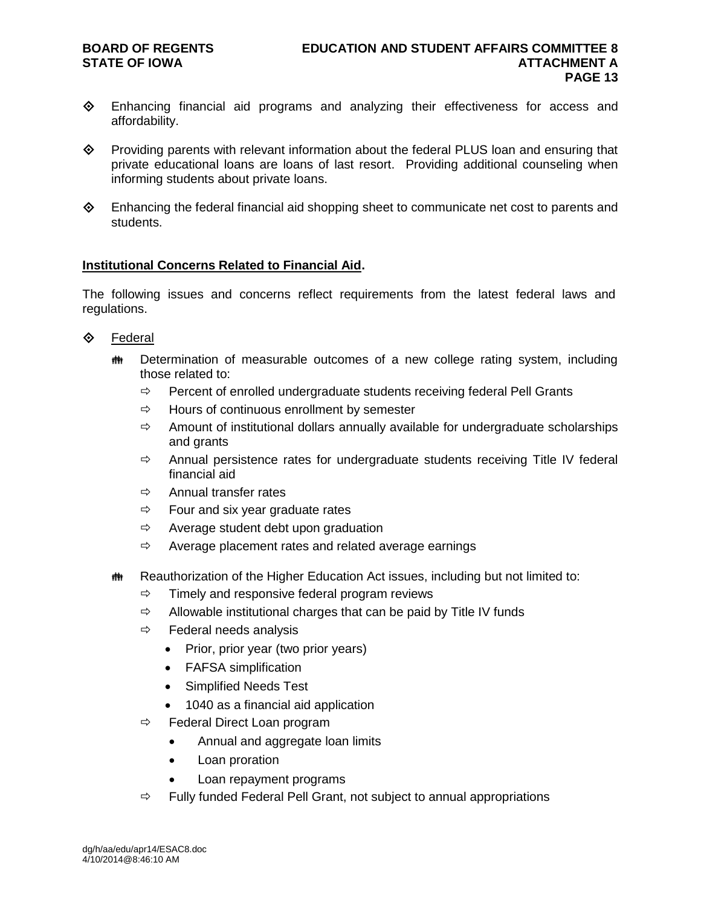- Enhancing financial aid programs and analyzing their effectiveness for access and affordability.

- Providing parents with relevant information about the federal PLUS loan and ensuring that private educational loans are loans of last resort. Providing additional counseling when informing students about private loans.

- Enhancing the federal financial aid shopping sheet to communicate net cost to parents and students.

**Institutional Concerns Related to Financial Aid.**

The following issues and concerns reflect requirements from the latest federal laws and regulations.

- Federal
  - Determination of measurable outcomes of a new college rating system, including those related to:
    - Percent of enrolled undergraduate students receiving federal Pell Grants
    - Hours of continuous enrollment by semester
    - Amount of institutional dollars annually available for undergraduate scholarships and grants
    - Annual persistence rates for undergraduate students receiving Title IV federal financial aid
    - Annual transfer rates
    - Four and six year graduate rates
    - Average student debt upon graduation
    - Average placement rates and related average earnings
  - Reauthorization of the Higher Education Act issues, including but not limited to:
    - Timely and responsive federal program reviews
    - Allowable institutional charges that can be paid by Title IV funds
    - Federal needs analysis
      - Prior, prior year (two prior years)
      - FAFSA simplification
      - Simplified Needs Test
      - 1040 as a financial aid application
    - Federal Direct Loan program
      - Annual and aggregate loan limits
      - Loan proration
      - Loan repayment programs
    - Fully funded Federal Pell Grant, not subject to annual appropriations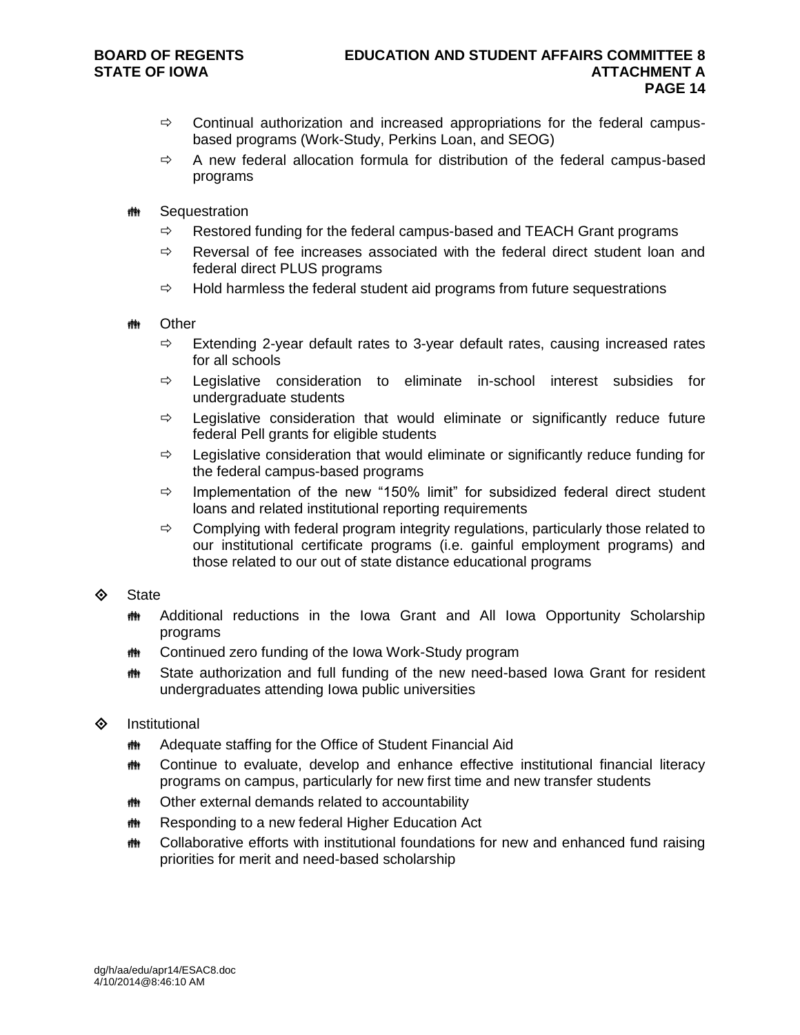- Continual authorization and increased appropriations for the federal campus-based programs (Work-Study, Perkins Loan, and SEOG)
    - A new federal allocation formula for distribution of the federal campus-based programs

  - Sequestration
    - Restored funding for the federal campus-based and TEACH Grant programs
    - Reversal of fee increases associated with the federal direct student loan and federal direct PLUS programs
    - Hold harmless the federal student aid programs from future sequestrations

  - Other
    - Extending 2-year default rates to 3-year default rates, causing increased rates for all schools
    - Legislative consideration to eliminate in-school interest subsidies for undergraduate students
    - Legislative consideration that would eliminate or significantly reduce future federal Pell grants for eligible students
    - Legislative consideration that would eliminate or significantly reduce funding for the federal campus-based programs
    - Implementation of the new "150% limit" for subsidized federal direct student loans and related institutional reporting requirements
    - Complying with federal program integrity regulations, particularly those related to our institutional certificate programs (i.e. gainful employment programs) and those related to our out of state distance educational programs

- State
  - Additional reductions in the Iowa Grant and All Iowa Opportunity Scholarship programs
  - Continued zero funding of the Iowa Work-Study program
  - State authorization and full funding of the new need-based Iowa Grant for resident undergraduates attending Iowa public universities

- Institutional
  - Adequate staffing for the Office of Student Financial Aid
  - Continue to evaluate, develop and enhance effective institutional financial literacy programs on campus, particularly for new first time and new transfer students
  - Other external demands related to accountability
  - Responding to a new federal Higher Education Act
  - Collaborative efforts with institutional foundations for new and enhanced fund raising priorities for merit and need-based scholarship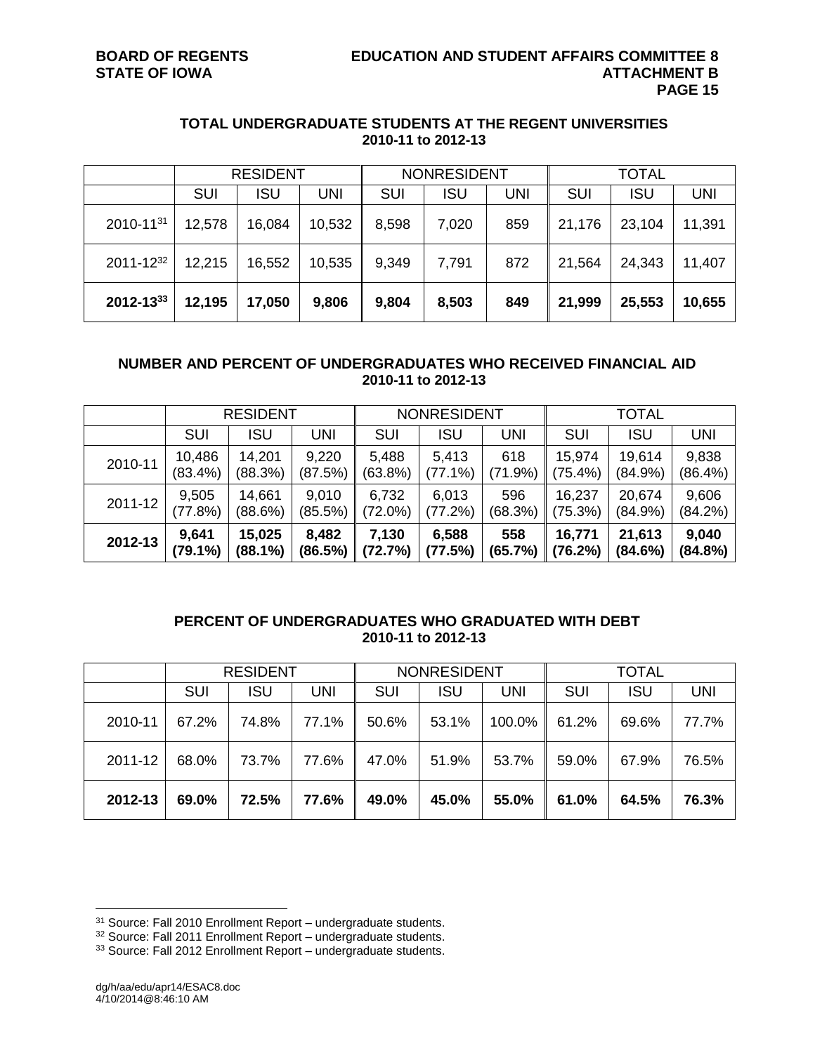## TOTAL UNDERGRADUATE STUDENTS AT THE REGENT UNIVERSITIES
## 2010-11 to 2012-13

| | RESIDENT | | | NONRESIDENT | | | TOTAL | | |
|---|---|---|---|---|---|---|---|---|---|
| | SUI | ISU | UNI | SUI | ISU | UNI | SUI | ISU | UNI |
| 2010-11[31] | 12,578 | 16,084 | 10,532 | 8,598 | 7,020 | 859 | 21,176 | 23,104 | 11,391 |
| 2011-12[32] | 12,215 | 16,552 | 10,535 | 9,349 | 7,791 | 872 | 21,564 | 24,343 | 11,407 |
| **2012-13[33]** | **12,195** | **17,050** | **9,806** | **9,804** | **8,503** | **849** | **21,999** | **25,553** | **10,655** |

## NUMBER AND PERCENT OF UNDERGRADUATES WHO RECEIVED FINANCIAL AID
## 2010-11 to 2012-13

| | RESIDENT | | | NONRESIDENT | | | TOTAL | | |
|---|---|---|---|---|---|---|---|---|---|
| | SUI | ISU | UNI | SUI | ISU | UNI | SUI | ISU | UNI |
| 2010-11 | 10,486 (83.4%) | 14,201 (88.3%) | 9,220 (87.5%) | 5,488 (63.8%) | 5,413 (77.1%) | 618 (71.9%) | 15,974 (75.4%) | 19,614 (84.9%) | 9,838 (86.4%) |
| 2011-12 | 9,505 (77.8%) | 14,661 (88.6%) | 9,010 (85.5%) | 6,732 (72.0%) | 6,013 (77.2%) | 596 (68.3%) | 16,237 (75.3%) | 20,674 (84.9%) | 9,606 (84.2%) |
| **2012-13** | **9,641 (79.1%)** | **15,025 (88.1%)** | **8,482 (86.5%)** | **7,130 (72.7%)** | **6,588 (77.5%)** | **558 (65.7%)** | **16,771 (76.2%)** | **21,613 (84.6%)** | **9,040 (84.8%)** |

## PERCENT OF UNDERGRADUATES WHO GRADUATED WITH DEBT
## 2010-11 to 2012-13

| | RESIDENT | | | NONRESIDENT | | | TOTAL | | |
|---|---|---|---|---|---|---|---|---|---|
| | SUI | ISU | UNI | SUI | ISU | UNI | SUI | ISU | UNI |
| 2010-11 | 67.2% | 74.8% | 77.1% | 50.6% | 53.1% | 100.0% | 61.2% | 69.6% | 77.7% |
| 2011-12 | 68.0% | 73.7% | 77.6% | 47.0% | 51.9% | 53.7% | 59.0% | 67.9% | 76.5% |
| **2012-13** | **69.0%** | **72.5%** | **77.6%** | **49.0%** | **45.0%** | **55.0%** | **61.0%** | **64.5%** | **76.3%** |

---

[31] Source: Fall 2010 Enrollment Report – undergraduate students.
[32] Source: Fall 2011 Enrollment Report – undergraduate students.
[33] Source: Fall 2012 Enrollment Report – undergraduate students.

dg/h/aa/edu/apr14/ESAC8.doc
4/10/2014@8:46:10 AM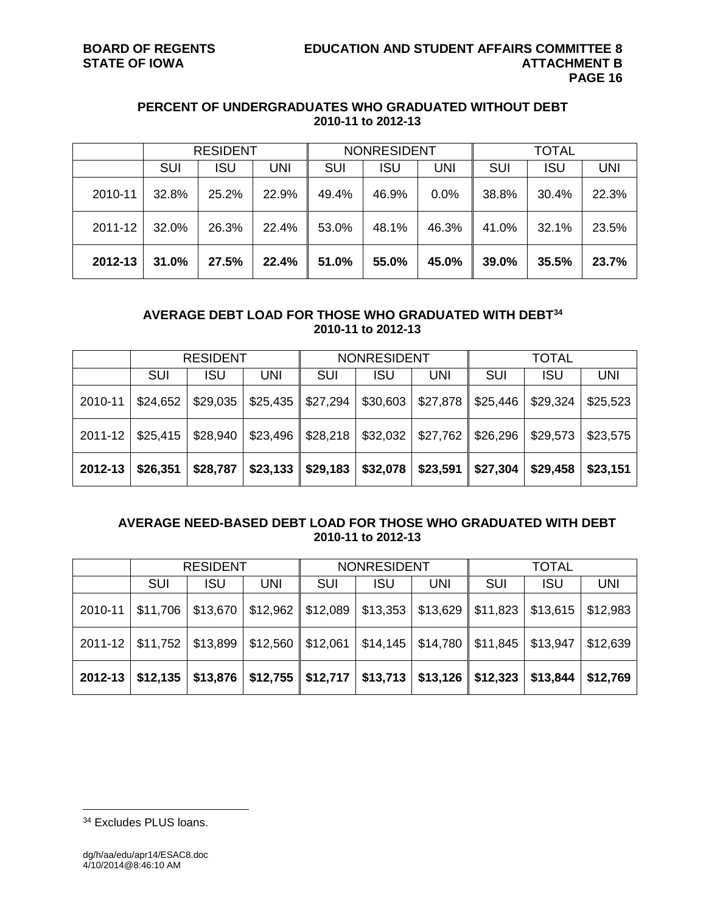## PERCENT OF UNDERGRADUATES WHO GRADUATED WITHOUT DEBT
### 2010-11 to 2012-13

| | RESIDENT | | | NONRESIDENT | | | TOTAL | | |
|---|---|---|---|---|---|---|---|---|---|
| | SUI | ISU | UNI | SUI | ISU | UNI | SUI | ISU | UNI |
| 2010-11 | 32.8% | 25.2% | 22.9% | 49.4% | 46.9% | 0.0% | 38.8% | 30.4% | 22.3% |
| 2011-12 | 32.0% | 26.3% | 22.4% | 53.0% | 48.1% | 46.3% | 41.0% | 32.1% | 23.5% |
| **2012-13** | **31.0%** | **27.5%** | **22.4%** | **51.0%** | **55.0%** | **45.0%** | **39.0%** | **35.5%** | **23.7%** |

## AVERAGE DEBT LOAD FOR THOSE WHO GRADUATED WITH DEBT[34]
### 2010-11 to 2012-13

| | RESIDENT | | | NONRESIDENT | | | TOTAL | | |
|---|---|---|---|---|---|---|---|---|---|
| | SUI | ISU | UNI | SUI | ISU | UNI | SUI | ISU | UNI |
| 2010-11 | $24,652 | $29,035 | $25,435 | $27,294 | $30,603 | $27,878 | $25,446 | $29,324 | $25,523 |
| 2011-12 | $25,415 | $28,940 | $23,496 | $28,218 | $32,032 | $27,762 | $26,296 | $29,573 | $23,575 |
| **2012-13** | **$26,351** | **$28,787** | **$23,133** | **$29,183** | **$32,078** | **$23,591** | **$27,304** | **$29,458** | **$23,151** |

## AVERAGE NEED-BASED DEBT LOAD FOR THOSE WHO GRADUATED WITH DEBT
### 2010-11 to 2012-13

| | RESIDENT | | | NONRESIDENT | | | TOTAL | | |
|---|---|---|---|---|---|---|---|---|---|
| | SUI | ISU | UNI | SUI | ISU | UNI | SUI | ISU | UNI |
| 2010-11 | $11,706 | $13,670 | $12,962 | $12,089 | $13,353 | $13,629 | $11,823 | $13,615 | $12,983 |
| 2011-12 | $11,752 | $13,899 | $12,560 | $12,061 | $14,145 | $14,780 | $11,845 | $13,947 | $12,639 |
| **2012-13** | **$12,135** | **$13,876** | **$12,755** | **$12,717** | **$13,713** | **$13,126** | **$12,323** | **$13,844** | **$12,769** |

---

[34] Excludes PLUS loans.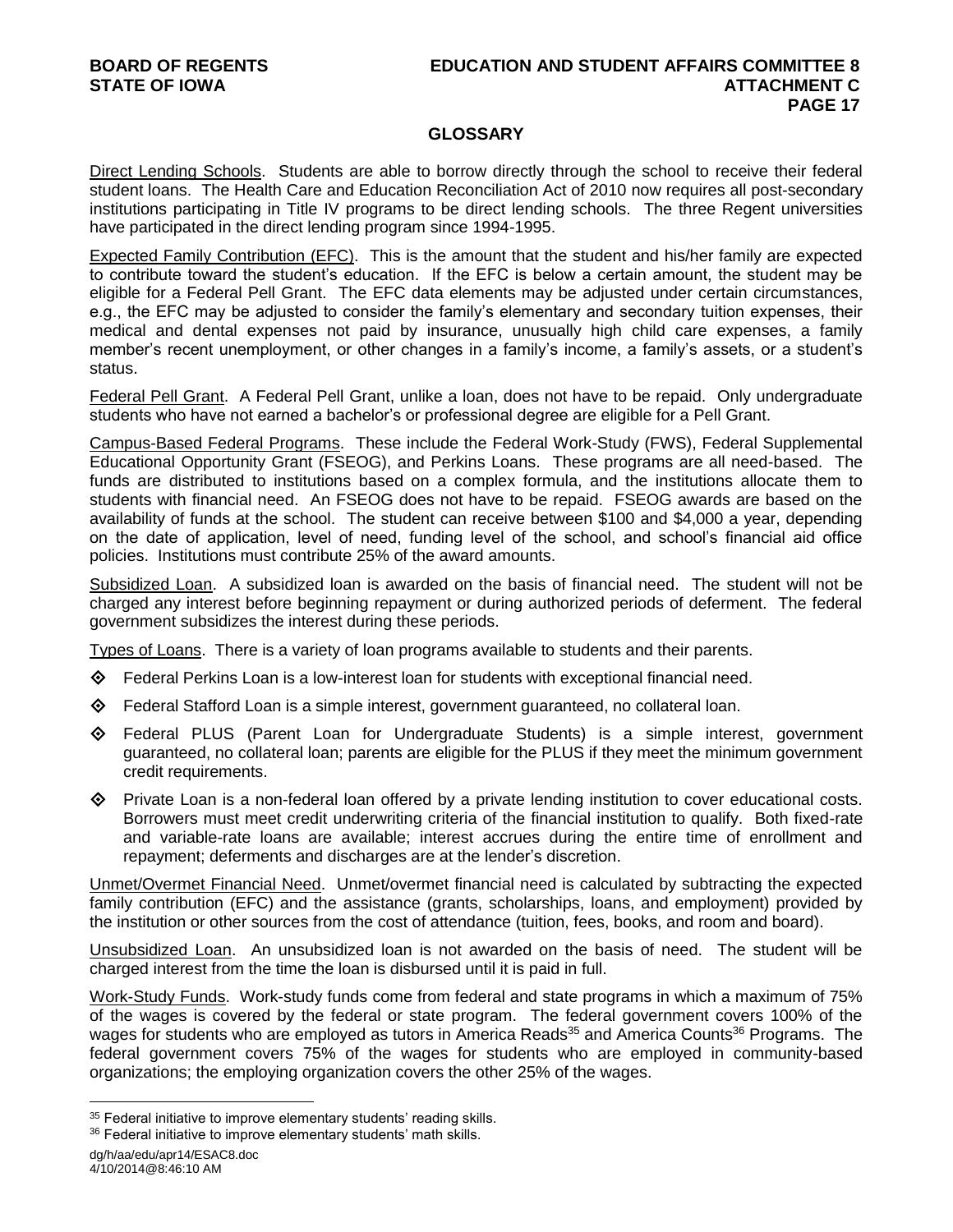## GLOSSARY

Direct Lending Schools. Students are able to borrow directly through the school to receive their federal student loans. The Health Care and Education Reconciliation Act of 2010 now requires all post-secondary institutions participating in Title IV programs to be direct lending schools. The three Regent universities have participated in the direct lending program since 1994-1995.

Expected Family Contribution (EFC). This is the amount that the student and his/her family are expected to contribute toward the student's education. If the EFC is below a certain amount, the student may be eligible for a Federal Pell Grant. The EFC data elements may be adjusted under certain circumstances, e.g., the EFC may be adjusted to consider the family's elementary and secondary tuition expenses, their medical and dental expenses not paid by insurance, unusually high child care expenses, a family member's recent unemployment, or other changes in a family's income, a family's assets, or a student's status.

Federal Pell Grant. A Federal Pell Grant, unlike a loan, does not have to be repaid. Only undergraduate students who have not earned a bachelor's or professional degree are eligible for a Pell Grant.

Campus-Based Federal Programs. These include the Federal Work-Study (FWS), Federal Supplemental Educational Opportunity Grant (FSEOG), and Perkins Loans. These programs are all need-based. The funds are distributed to institutions based on a complex formula, and the institutions allocate them to students with financial need. An FSEOG does not have to be repaid. FSEOG awards are based on the availability of funds at the school. The student can receive between $100 and $4,000 a year, depending on the date of application, level of need, funding level of the school, and school's financial aid office policies. Institutions must contribute 25% of the award amounts.

Subsidized Loan. A subsidized loan is awarded on the basis of financial need. The student will not be charged any interest before beginning repayment or during authorized periods of deferment. The federal government subsidizes the interest during these periods.

Types of Loans. There is a variety of loan programs available to students and their parents.

- Federal Perkins Loan is a low-interest loan for students with exceptional financial need.
- Federal Stafford Loan is a simple interest, government guaranteed, no collateral loan.
- Federal PLUS (Parent Loan for Undergraduate Students) is a simple interest, government guaranteed, no collateral loan; parents are eligible for the PLUS if they meet the minimum government credit requirements.
- Private Loan is a non-federal loan offered by a private lending institution to cover educational costs. Borrowers must meet credit underwriting criteria of the financial institution to qualify. Both fixed-rate and variable-rate loans are available; interest accrues during the entire time of enrollment and repayment; deferments and discharges are at the lender's discretion.

Unmet/Overmet Financial Need. Unmet/overmet financial need is calculated by subtracting the expected family contribution (EFC) and the assistance (grants, scholarships, loans, and employment) provided by the institution or other sources from the cost of attendance (tuition, fees, books, and room and board).

Unsubsidized Loan. An unsubsidized loan is not awarded on the basis of need. The student will be charged interest from the time the loan is disbursed until it is paid in full.

Work-Study Funds. Work-study funds come from federal and state programs in which a maximum of 75% of the wages is covered by the federal or state program. The federal government covers 100% of the wages for students who are employed as tutors in America Reads[35] and America Counts[36] Programs. The federal government covers 75% of the wages for students who are employed in community-based organizations; the employing organization covers the other 25% of the wages.

[35] Federal initiative to improve elementary students' reading skills.

[36] Federal initiative to improve elementary students' math skills.

dg/h/aa/edu/apr14/ESAC8.doc
4/10/2014@8:46:10 AM